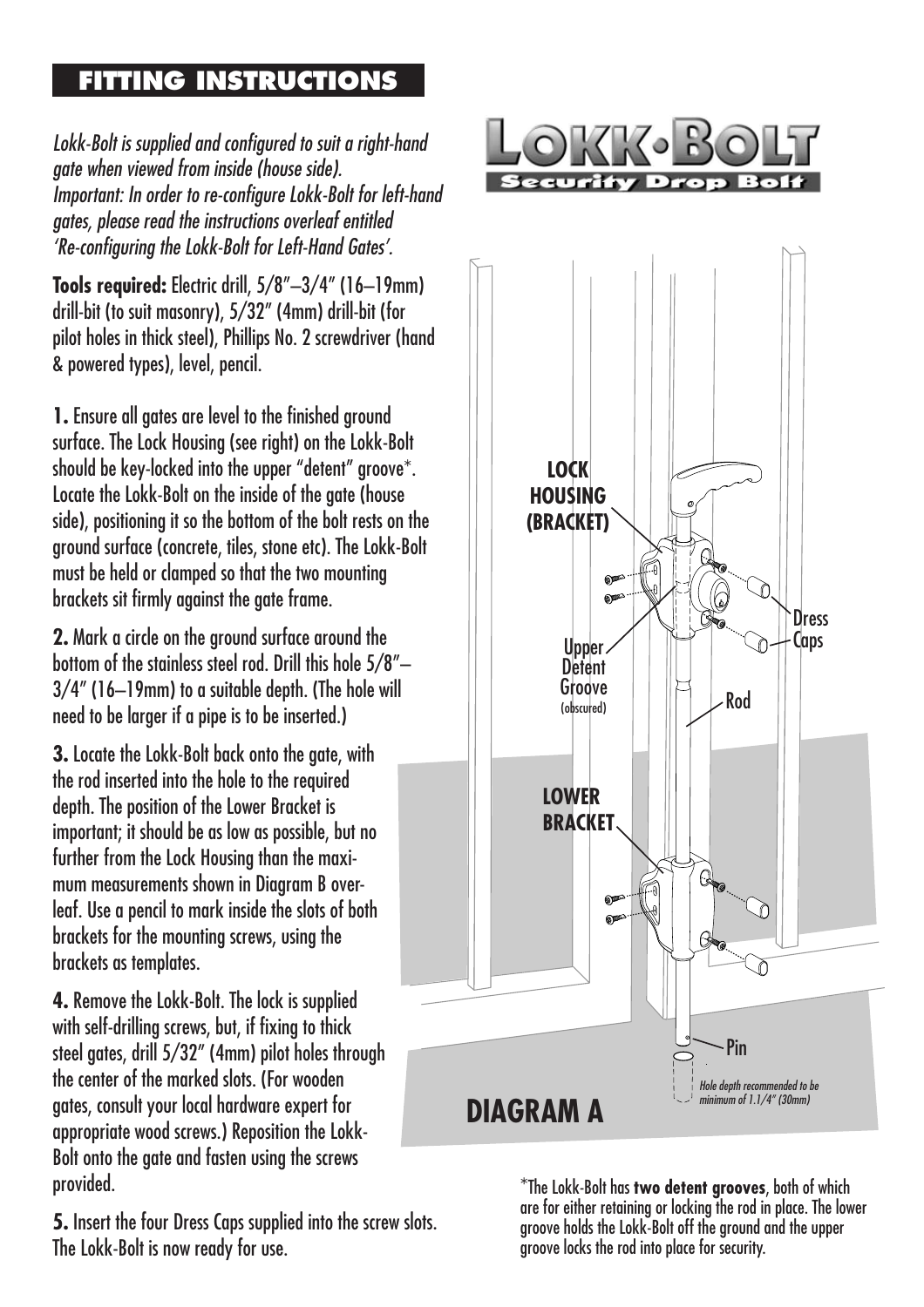# FITTING INSTRUCTIONS

*Lokk-Bolt is supplied and configured to suit a right-hand gate when viewed from inside (house side).*
*Important: In order to re-configure Lokk-Bolt for left-hand gates, please read the instructions overleaf entitled 'Re-configuring the Lokk-Bolt for Left-Hand Gates'.*

**Tools required:** Electric drill, 5/8"–3/4" (16–19mm) drill-bit (to suit masonry), 5/32" (4mm) drill-bit (for pilot holes in thick steel), Phillips No. 2 screwdriver (hand & powered types), level, pencil.

**1.** Ensure all gates are level to the finished ground surface. The Lock Housing (see right) on the Lokk-Bolt should be key-locked into the upper "detent" groove*. Locate the Lokk-Bolt on the inside of the gate (house side), positioning it so the bottom of the bolt rests on the ground surface (concrete, tiles, stone etc). The Lokk-Bolt must be held or clamped so that the two mounting brackets sit firmly against the gate frame.

**2.** Mark a circle on the ground surface around the bottom of the stainless steel rod. Drill this hole 5/8"–3/4" (16–19mm) to a suitable depth. (The hole will need to be larger if a pipe is to be inserted.)

**3.** Locate the Lokk-Bolt back onto the gate, with the rod inserted into the hole to the required depth. The position of the Lower Bracket is important; it should be as low as possible, but no further from the Lock Housing than the maximum measurements shown in Diagram B overleaf. Use a pencil to mark inside the slots of both brackets for the mounting screws, using the brackets as templates.

**4.** Remove the Lokk-Bolt. The lock is supplied with self-drilling screws, but, if fixing to thick steel gates, drill 5/32" (4mm) pilot holes through the center of the marked slots. (For wooden gates, consult your local hardware expert for appropriate wood screws.) Reposition the Lokk-Bolt onto the gate and fasten using the screws provided.

**5.** Insert the four Dress Caps supplied into the screw slots. The Lokk-Bolt is now ready for use.

**LOKK•BOLT**
**Security Drop Bolt**

LOCK HOUSING (BRACKET)

Upper Detent Groove (obscured)

Dress Caps

Rod

LOWER BRACKET

Pin

*Hole depth recommended to be minimum of 1.1/4" (30mm)*

## DIAGRAM A

*The Lokk-Bolt has **two detent grooves**, both of which are for either retaining or locking the rod in place. The lower groove holds the Lokk-Bolt off the ground and the upper groove locks the rod into place for security.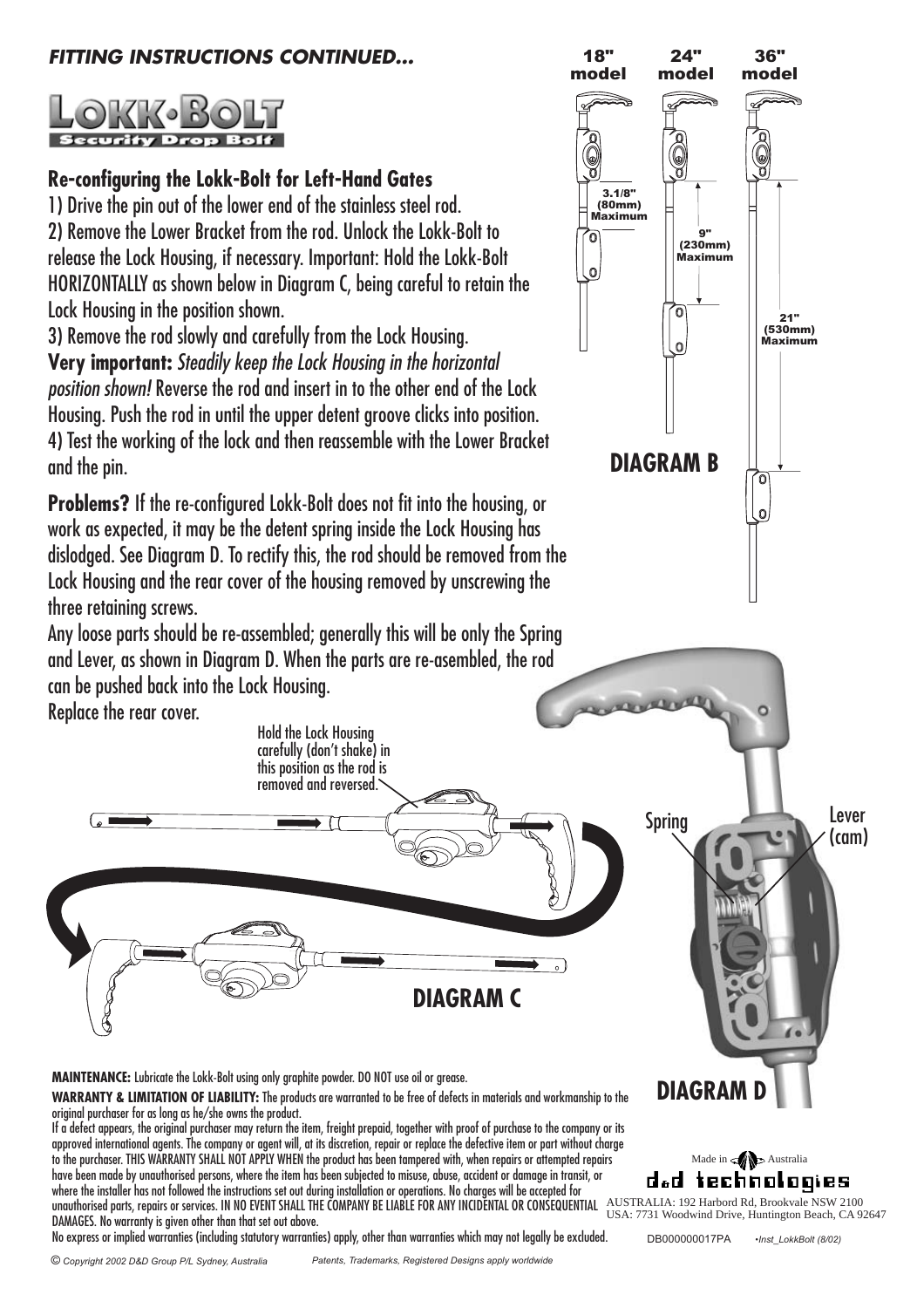***FITTING INSTRUCTIONS CONTINUED...***

LOKK·BOLT
Security Drop Bolt

## Re-configuring the Lokk-Bolt for Left-Hand Gates

**1)** Drive the pin out of the lower end of the stainless steel rod.
**2)** Remove the Lower Bracket from the rod. Unlock the Lokk-Bolt to release the Lock Housing, if necessary. Important: Hold the Lokk-Bolt HORIZONTALLY as shown below in Diagram C, being careful to retain the Lock Housing in the position shown.
**3)** Remove the rod slowly and carefully from the Lock Housing. **Very important:** *Steadily keep the Lock Housing in the horizontal position shown!* Reverse the rod and insert in to the other end of the Lock Housing. Push the rod in until the upper detent groove clicks into position.
**4)** Test the working of the lock and then reassemble with the Lower Bracket and the pin.

**Problems?** If the re-configured Lokk-Bolt does not fit into the housing, or work as expected, it may be the detent spring inside the Lock Housing has dislodged. See Diagram D. To rectify this, the rod should be removed from the Lock Housing and the rear cover of the housing removed by unscrewing the three retaining screws.
Any loose parts should be re-assembled; generally this will be only the Spring and Lever, as shown in Diagram D. When the parts are re-asembled, the rod can be pushed back into the Lock Housing.
Replace the rear cover.

18" model
24" model
36" model
3.1/8" (80mm) Maximum
9" (230mm) Maximum
21" (530mm) Maximum

**DIAGRAM B**

Hold the Lock Housing carefully (don't shake) in this position as the rod is removed and reversed.

**DIAGRAM C**

Spring
Lever (cam)

**DIAGRAM D**

**MAINTENANCE:** Lubricate the Lokk-Bolt using only graphite powder. DO NOT use oil or grease.

**WARRANTY & LIMITATION OF LIABILITY:** The products are warranted to be free of defects in materials and workmanship to the original purchaser for as long as he/she owns the product.
If a defect appears, the original purchaser may return the item, freight prepaid, together with proof of purchase to the company or its approved international agents. The company or agent will, at its discretion, repair or replace the defective item or part without charge to the purchaser. THIS WARRANTY SHALL NOT APPLY WHEN the product has been tampered with, when repairs or attempted repairs have been made by unauthorised persons, where the item has been subjected to misuse, abuse, accident or damage in transit, or where the installer has not followed the instructions set out during installation or operations. No charges will be accepted for unauthorised parts, repairs or services. IN NO EVENT SHALL THE COMPANY BE LIABLE FOR ANY INCIDENTAL OR CONSEQUENTIAL DAMAGES. No warranty is given other than that set out above.
No express or implied warranties (including statutory warranties) apply, other than warranties which may not legally be excluded.

Made in Australia
d&d technologies
AUSTRALIA: 192 Harbord Rd, Brookvale NSW 2100
USA: 7731 Woodwind Drive, Huntington Beach, CA 92647

DB000000017PA •Inst_LokkBolt (8/02)

© Copyright 2002 D&D Group P/L Sydney, Australia    Patents, Trademarks, Registered Designs apply worldwide